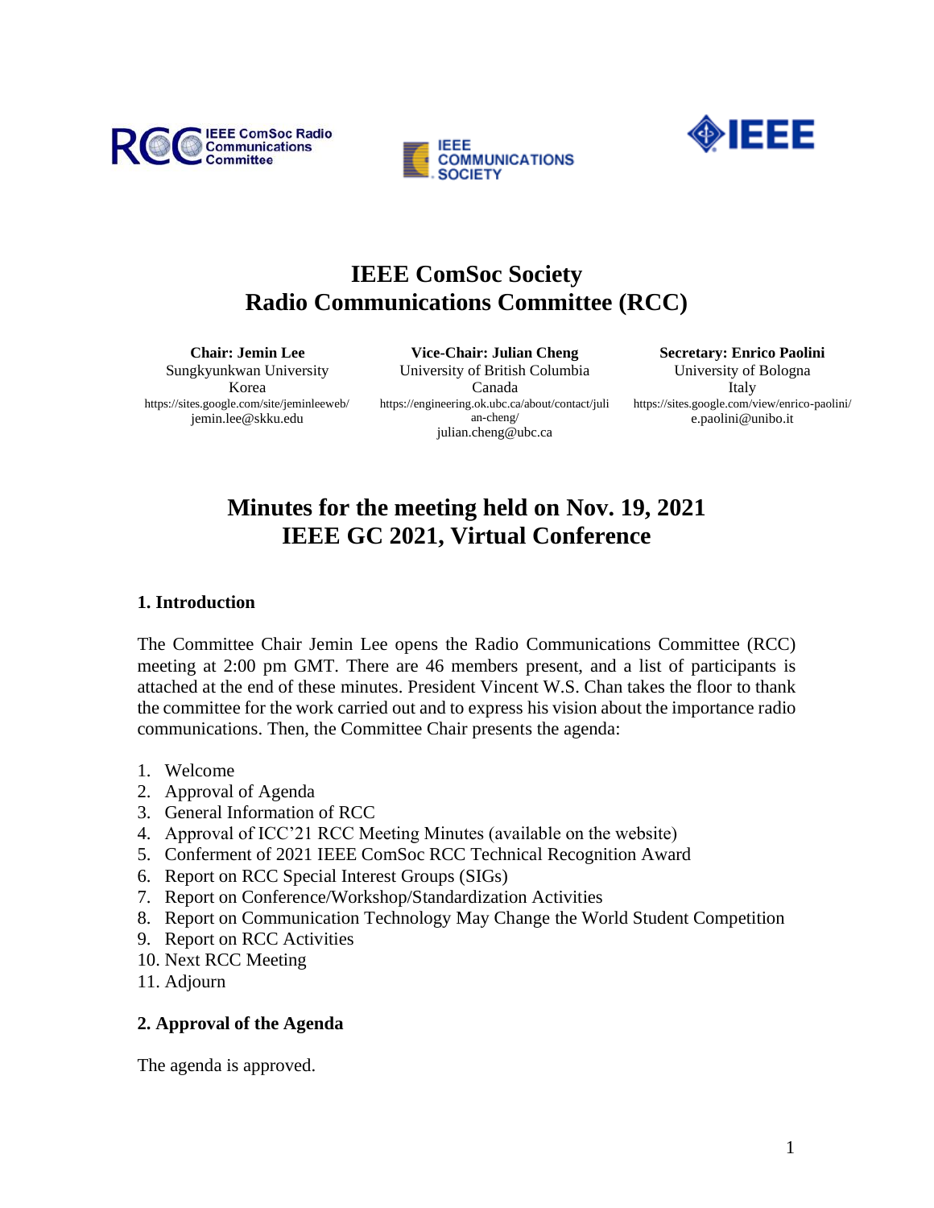# IEEE ComSoc Society
# Radio Communications Committee (RCC)

**Chair: Jemin Lee**
Sungkyunkwan University
Korea
https://sites.google.com/site/jeminleeweb/
jemin.lee@skku.edu

**Vice-Chair: Julian Cheng**
University of British Columbia
Canada
https://engineering.ok.ubc.ca/about/contact/julian-cheng/
julian.cheng@ubc.ca

**Secretary: Enrico Paolini**
University of Bologna
Italy
https://sites.google.com/view/enrico-paolini/
e.paolini@unibo.it

## Minutes for the meeting held on Nov. 19, 2021
## IEEE GC 2021, Virtual Conference

### 1. Introduction

The Committee Chair Jemin Lee opens the Radio Communications Committee (RCC) meeting at 2:00 pm GMT. There are 46 members present, and a list of participants is attached at the end of these minutes. President Vincent W.S. Chan takes the floor to thank the committee for the work carried out and to express his vision about the importance radio communications. Then, the Committee Chair presents the agenda:

1. Welcome
2. Approval of Agenda
3. General Information of RCC
4. Approval of ICC'21 RCC Meeting Minutes (available on the website)
5. Conferment of 2021 IEEE ComSoc RCC Technical Recognition Award
6. Report on RCC Special Interest Groups (SIGs)
7. Report on Conference/Workshop/Standardization Activities
8. Report on Communication Technology May Change the World Student Competition
9. Report on RCC Activities
10. Next RCC Meeting
11. Adjourn

### 2. Approval of the Agenda

The agenda is approved.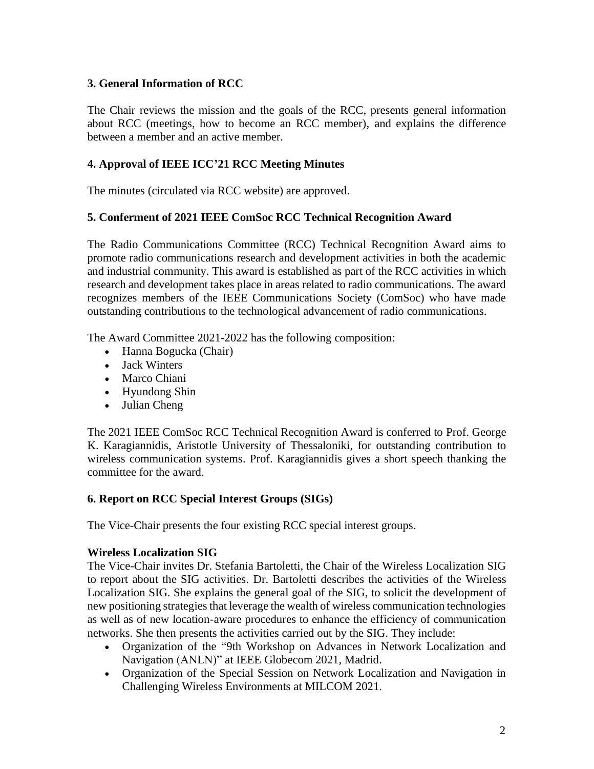## 3. General Information of RCC

The Chair reviews the mission and the goals of the RCC, presents general information about RCC (meetings, how to become an RCC member), and explains the difference between a member and an active member.

## 4. Approval of IEEE ICC'21 RCC Meeting Minutes

The minutes (circulated via RCC website) are approved.

## 5. Conferment of 2021 IEEE ComSoc RCC Technical Recognition Award

The Radio Communications Committee (RCC) Technical Recognition Award aims to promote radio communications research and development activities in both the academic and industrial community. This award is established as part of the RCC activities in which research and development takes place in areas related to radio communications. The award recognizes members of the IEEE Communications Society (ComSoc) who have made outstanding contributions to the technological advancement of radio communications.

The Award Committee 2021-2022 has the following composition:

- Hanna Bogucka (Chair)
- Jack Winters
- Marco Chiani
- Hyundong Shin
- Julian Cheng

The 2021 IEEE ComSoc RCC Technical Recognition Award is conferred to Prof. George K. Karagiannidis, Aristotle University of Thessaloniki, for outstanding contribution to wireless communication systems. Prof. Karagiannidis gives a short speech thanking the committee for the award.

## 6. Report on RCC Special Interest Groups (SIGs)

The Vice-Chair presents the four existing RCC special interest groups.

**Wireless Localization SIG**

The Vice-Chair invites Dr. Stefania Bartoletti, the Chair of the Wireless Localization SIG to report about the SIG activities. Dr. Bartoletti describes the activities of the Wireless Localization SIG. She explains the general goal of the SIG, to solicit the development of new positioning strategies that leverage the wealth of wireless communication technologies as well as of new location-aware procedures to enhance the efficiency of communication networks. She then presents the activities carried out by the SIG. They include:

- Organization of the "9th Workshop on Advances in Network Localization and Navigation (ANLN)" at IEEE Globecom 2021, Madrid.
- Organization of the Special Session on Network Localization and Navigation in Challenging Wireless Environments at MILCOM 2021.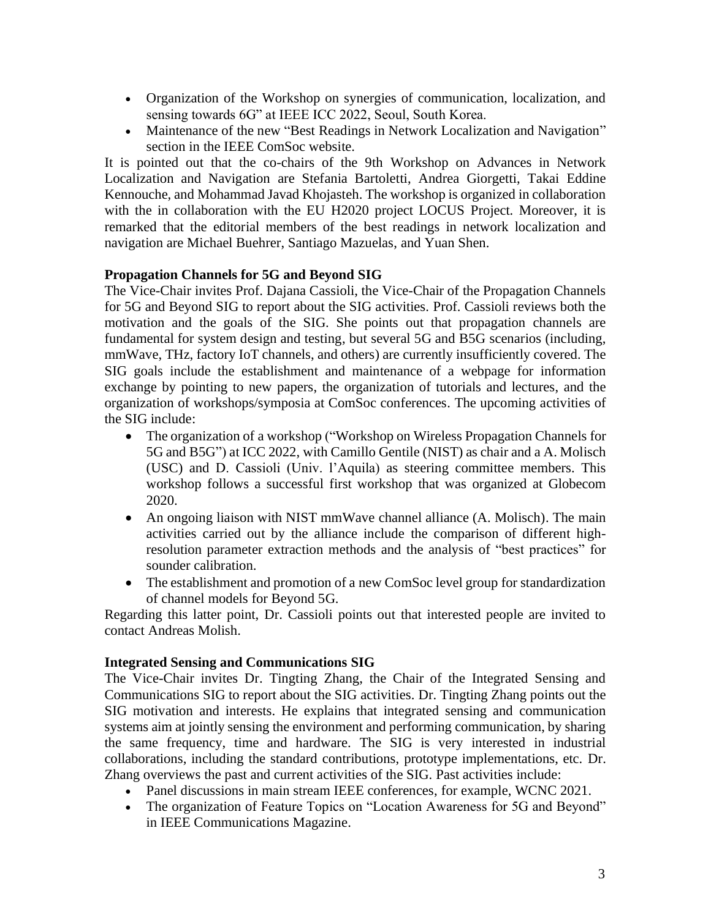- Organization of the Workshop on synergies of communication, localization, and sensing towards 6G" at IEEE ICC 2022, Seoul, South Korea.
- Maintenance of the new "Best Readings in Network Localization and Navigation" section in the IEEE ComSoc website.

It is pointed out that the co-chairs of the 9th Workshop on Advances in Network Localization and Navigation are Stefania Bartoletti, Andrea Giorgetti, Takai Eddine Kennouche, and Mohammad Javad Khojasteh. The workshop is organized in collaboration with the in collaboration with the EU H2020 project LOCUS Project. Moreover, it is remarked that the editorial members of the best readings in network localization and navigation are Michael Buehrer, Santiago Mazuelas, and Yuan Shen.

**Propagation Channels for 5G and Beyond SIG**

The Vice-Chair invites Prof. Dajana Cassioli, the Vice-Chair of the Propagation Channels for 5G and Beyond SIG to report about the SIG activities. Prof. Cassioli reviews both the motivation and the goals of the SIG. She points out that propagation channels are fundamental for system design and testing, but several 5G and B5G scenarios (including, mmWave, THz, factory IoT channels, and others) are currently insufficiently covered. The SIG goals include the establishment and maintenance of a webpage for information exchange by pointing to new papers, the organization of tutorials and lectures, and the organization of workshops/symposia at ComSoc conferences. The upcoming activities of the SIG include:

- The organization of a workshop ("Workshop on Wireless Propagation Channels for 5G and B5G") at ICC 2022, with Camillo Gentile (NIST) as chair and a A. Molisch (USC) and D. Cassioli (Univ. l'Aquila) as steering committee members. This workshop follows a successful first workshop that was organized at Globecom 2020.
- An ongoing liaison with NIST mmWave channel alliance (A. Molisch). The main activities carried out by the alliance include the comparison of different high-resolution parameter extraction methods and the analysis of "best practices" for sounder calibration.
- The establishment and promotion of a new ComSoc level group for standardization of channel models for Beyond 5G.

Regarding this latter point, Dr. Cassioli points out that interested people are invited to contact Andreas Molish.

**Integrated Sensing and Communications SIG**

The Vice-Chair invites Dr. Tingting Zhang, the Chair of the Integrated Sensing and Communications SIG to report about the SIG activities. Dr. Tingting Zhang points out the SIG motivation and interests. He explains that integrated sensing and communication systems aim at jointly sensing the environment and performing communication, by sharing the same frequency, time and hardware. The SIG is very interested in industrial collaborations, including the standard contributions, prototype implementations, etc. Dr. Zhang overviews the past and current activities of the SIG. Past activities include:

- Panel discussions in main stream IEEE conferences, for example, WCNC 2021.
- The organization of Feature Topics on "Location Awareness for 5G and Beyond" in IEEE Communications Magazine.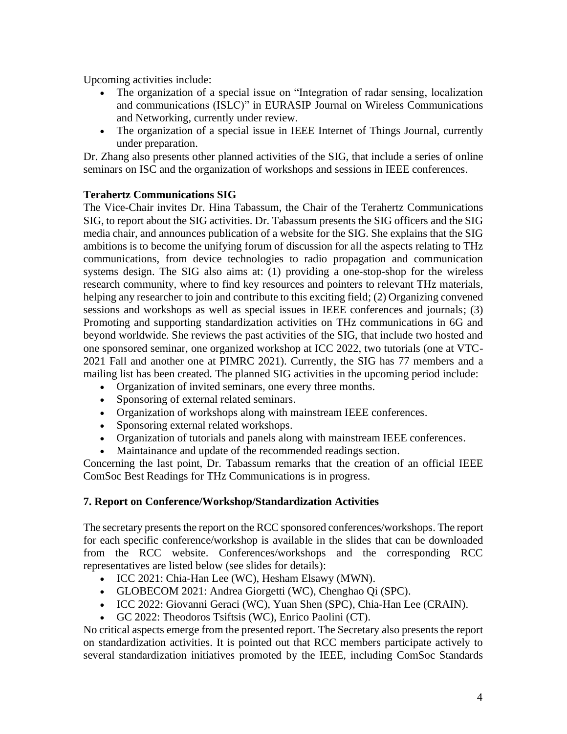Upcoming activities include:

- The organization of a special issue on "Integration of radar sensing, localization and communications (ISLC)" in EURASIP Journal on Wireless Communications and Networking, currently under review.
- The organization of a special issue in IEEE Internet of Things Journal, currently under preparation.

Dr. Zhang also presents other planned activities of the SIG, that include a series of online seminars on ISC and the organization of workshops and sessions in IEEE conferences.

**Terahertz Communications SIG**

The Vice-Chair invites Dr. Hina Tabassum, the Chair of the Terahertz Communications SIG, to report about the SIG activities. Dr. Tabassum presents the SIG officers and the SIG media chair, and announces publication of a website for the SIG. She explains that the SIG ambitions is to become the unifying forum of discussion for all the aspects relating to THz communications, from device technologies to radio propagation and communication systems design. The SIG also aims at: (1) providing a one-stop-shop for the wireless research community, where to find key resources and pointers to relevant THz materials, helping any researcher to join and contribute to this exciting field; (2) Organizing convened sessions and workshops as well as special issues in IEEE conferences and journals; (3) Promoting and supporting standardization activities on THz communications in 6G and beyond worldwide. She reviews the past activities of the SIG, that include two hosted and one sponsored seminar, one organized workshop at ICC 2022, two tutorials (one at VTC-2021 Fall and another one at PIMRC 2021). Currently, the SIG has 77 members and a mailing list has been created. The planned SIG activities in the upcoming period include:

- Organization of invited seminars, one every three months.
- Sponsoring of external related seminars.
- Organization of workshops along with mainstream IEEE conferences.
- Sponsoring external related workshops.
- Organization of tutorials and panels along with mainstream IEEE conferences.
- Maintainance and update of the recommended readings section.

Concerning the last point, Dr. Tabassum remarks that the creation of an official IEEE ComSoc Best Readings for THz Communications is in progress.

**7. Report on Conference/Workshop/Standardization Activities**

The secretary presents the report on the RCC sponsored conferences/workshops. The report for each specific conference/workshop is available in the slides that can be downloaded from the RCC website. Conferences/workshops and the corresponding RCC representatives are listed below (see slides for details):

- ICC 2021: Chia-Han Lee (WC), Hesham Elsawy (MWN).
- GLOBECOM 2021: Andrea Giorgetti (WC), Chenghao Qi (SPC).
- ICC 2022: Giovanni Geraci (WC), Yuan Shen (SPC), Chia-Han Lee (CRAIN).
- GC 2022: Theodoros Tsiftsis (WC), Enrico Paolini (CT).

No critical aspects emerge from the presented report. The Secretary also presents the report on standardization activities. It is pointed out that RCC members participate actively to several standardization initiatives promoted by the IEEE, including ComSoc Standards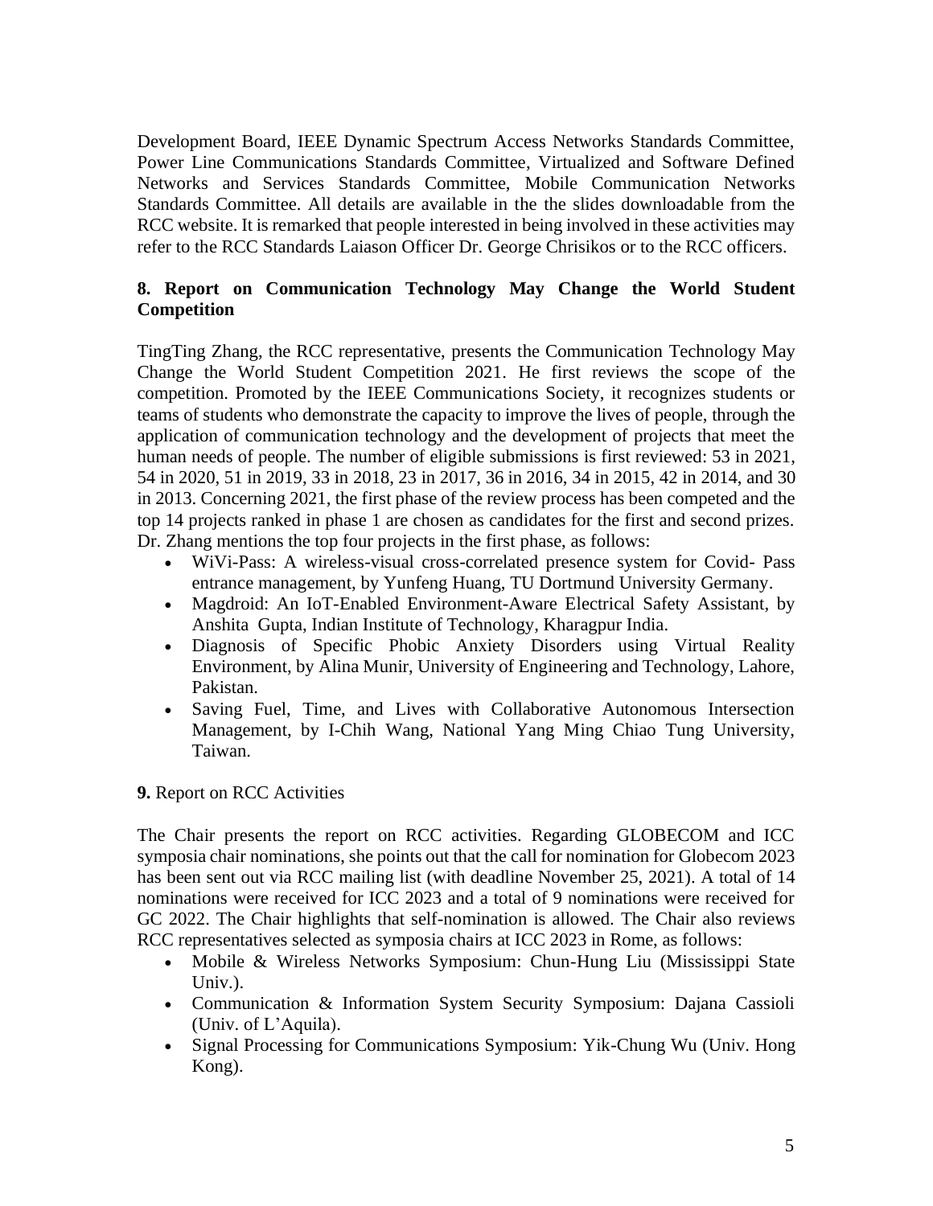Development Board, IEEE Dynamic Spectrum Access Networks Standards Committee, Power Line Communications Standards Committee, Virtualized and Software Defined Networks and Services Standards Committee, Mobile Communication Networks Standards Committee. All details are available in the the slides downloadable from the RCC website. It is remarked that people interested in being involved in these activities may refer to the RCC Standards Laiason Officer Dr. George Chrisikos or to the RCC officers.

### 8. Report on Communication Technology May Change the World Student Competition

TingTing Zhang, the RCC representative, presents the Communication Technology May Change the World Student Competition 2021. He first reviews the scope of the competition. Promoted by the IEEE Communications Society, it recognizes students or teams of students who demonstrate the capacity to improve the lives of people, through the application of communication technology and the development of projects that meet the human needs of people. The number of eligible submissions is first reviewed: 53 in 2021, 54 in 2020, 51 in 2019, 33 in 2018, 23 in 2017, 36 in 2016, 34 in 2015, 42 in 2014, and 30 in 2013. Concerning 2021, the first phase of the review process has been competed and the top 14 projects ranked in phase 1 are chosen as candidates for the first and second prizes. Dr. Zhang mentions the top four projects in the first phase, as follows:

- WiVi-Pass: A wireless-visual cross-correlated presence system for Covid- Pass entrance management, by Yunfeng Huang, TU Dortmund University Germany.
- Magdroid: An IoT-Enabled Environment-Aware Electrical Safety Assistant, by Anshita Gupta, Indian Institute of Technology, Kharagpur India.
- Diagnosis of Specific Phobic Anxiety Disorders using Virtual Reality Environment, by Alina Munir, University of Engineering and Technology, Lahore, Pakistan.
- Saving Fuel, Time, and Lives with Collaborative Autonomous Intersection Management, by I-Chih Wang, National Yang Ming Chiao Tung University, Taiwan.

**9.** Report on RCC Activities

The Chair presents the report on RCC activities. Regarding GLOBECOM and ICC symposia chair nominations, she points out that the call for nomination for Globecom 2023 has been sent out via RCC mailing list (with deadline November 25, 2021). A total of 14 nominations were received for ICC 2023 and a total of 9 nominations were received for GC 2022. The Chair highlights that self-nomination is allowed. The Chair also reviews RCC representatives selected as symposia chairs at ICC 2023 in Rome, as follows:

- Mobile & Wireless Networks Symposium: Chun-Hung Liu (Mississippi State Univ.).
- Communication & Information System Security Symposium: Dajana Cassioli (Univ. of L'Aquila).
- Signal Processing for Communications Symposium: Yik-Chung Wu (Univ. Hong Kong).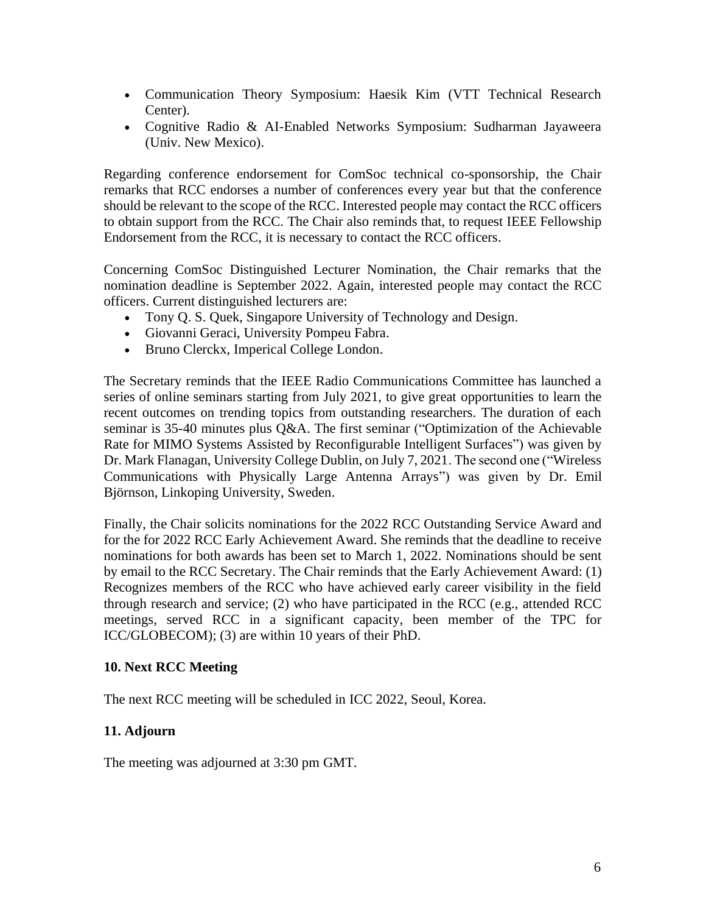- Communication Theory Symposium: Haesik Kim (VTT Technical Research Center).
- Cognitive Radio & AI-Enabled Networks Symposium: Sudharman Jayaweera (Univ. New Mexico).

Regarding conference endorsement for ComSoc technical co-sponsorship, the Chair remarks that RCC endorses a number of conferences every year but that the conference should be relevant to the scope of the RCC. Interested people may contact the RCC officers to obtain support from the RCC. The Chair also reminds that, to request IEEE Fellowship Endorsement from the RCC, it is necessary to contact the RCC officers.

Concerning ComSoc Distinguished Lecturer Nomination, the Chair remarks that the nomination deadline is September 2022. Again, interested people may contact the RCC officers. Current distinguished lecturers are:

- Tony Q. S. Quek, Singapore University of Technology and Design.
- Giovanni Geraci, University Pompeu Fabra.
- Bruno Clerckx, Imperical College London.

The Secretary reminds that the IEEE Radio Communications Committee has launched a series of online seminars starting from July 2021, to give great opportunities to learn the recent outcomes on trending topics from outstanding researchers. The duration of each seminar is 35-40 minutes plus Q&A. The first seminar ("Optimization of the Achievable Rate for MIMO Systems Assisted by Reconfigurable Intelligent Surfaces") was given by Dr. Mark Flanagan, University College Dublin, on July 7, 2021. The second one ("Wireless Communications with Physically Large Antenna Arrays") was given by Dr. Emil Björnson, Linkoping University, Sweden.

Finally, the Chair solicits nominations for the 2022 RCC Outstanding Service Award and for the for 2022 RCC Early Achievement Award. She reminds that the deadline to receive nominations for both awards has been set to March 1, 2022. Nominations should be sent by email to the RCC Secretary. The Chair reminds that the Early Achievement Award: (1) Recognizes members of the RCC who have achieved early career visibility in the field through research and service; (2) who have participated in the RCC (e.g., attended RCC meetings, served RCC in a significant capacity, been member of the TPC for ICC/GLOBECOM); (3) are within 10 years of their PhD.

### 10. Next RCC Meeting

The next RCC meeting will be scheduled in ICC 2022, Seoul, Korea.

### 11. Adjourn

The meeting was adjourned at 3:30 pm GMT.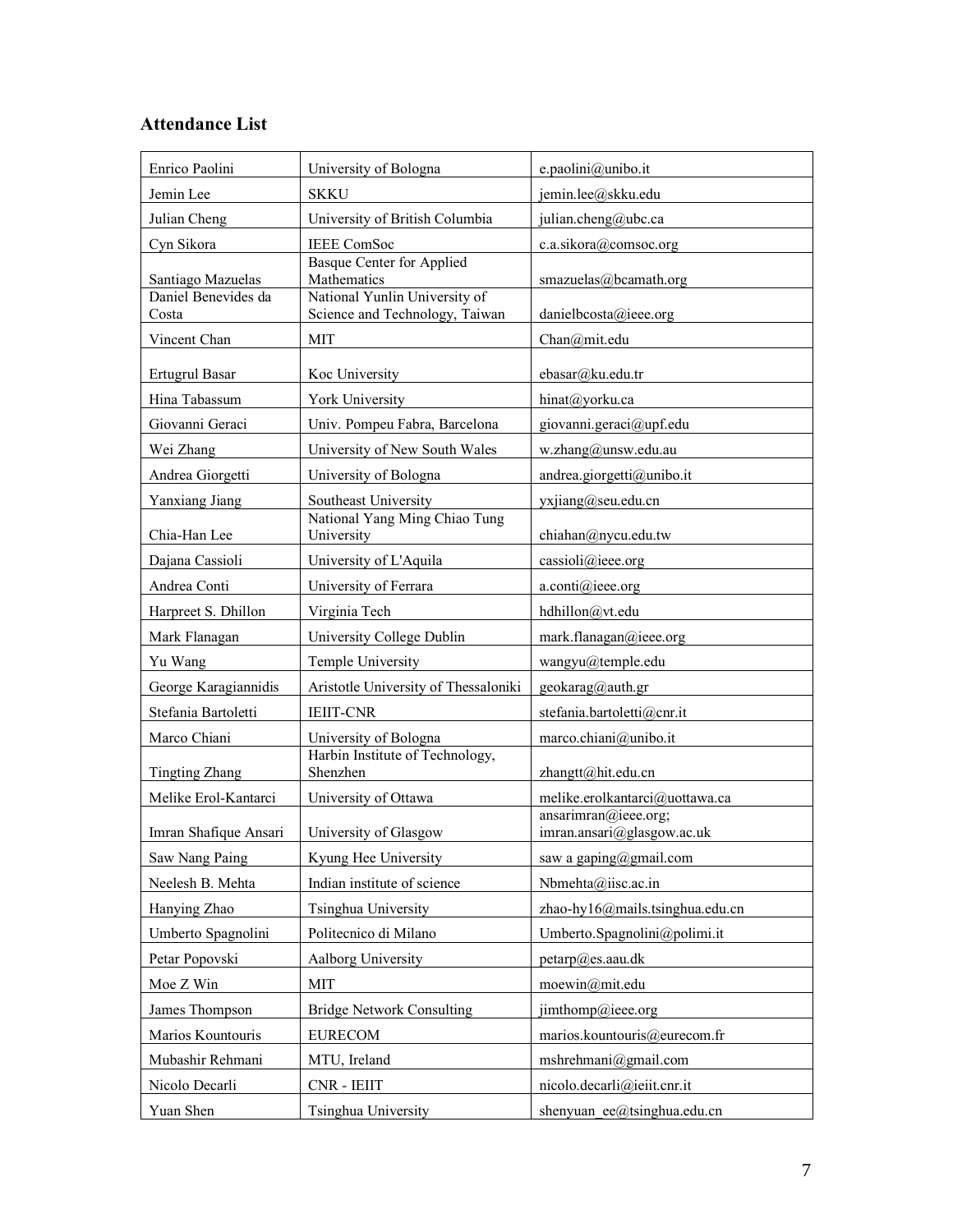## Attendance List

| | | |
|---|---|---|
| Enrico Paolini | University of Bologna | e.paolini@unibo.it |
| Jemin Lee | SKKU | jemin.lee@skku.edu |
| Julian Cheng | University of British Columbia | julian.cheng@ubc.ca |
| Cyn Sikora | IEEE ComSoc | c.a.sikora@comsoc.org |
| Santiago Mazuelas | Basque Center for Applied Mathematics | smazuelas@bcamath.org |
| Daniel Benevides da Costa | National Yunlin University of Science and Technology, Taiwan | danielbcosta@ieee.org |
| Vincent Chan | MIT | Chan@mit.edu |
| Ertugrul Basar | Koc University | ebasar@ku.edu.tr |
| Hina Tabassum | York University | hinat@yorku.ca |
| Giovanni Geraci | Univ. Pompeu Fabra, Barcelona | giovanni.geraci@upf.edu |
| Wei Zhang | University of New South Wales | w.zhang@unsw.edu.au |
| Andrea Giorgetti | University of Bologna | andrea.giorgetti@unibo.it |
| Yanxiang Jiang | Southeast University | yxjiang@seu.edu.cn |
| Chia-Han Lee | National Yang Ming Chiao Tung University | chiahan@nycu.edu.tw |
| Dajana Cassioli | University of L'Aquila | cassioli@ieee.org |
| Andrea Conti | University of Ferrara | a.conti@ieee.org |
| Harpreet S. Dhillon | Virginia Tech | hdhillon@vt.edu |
| Mark Flanagan | University College Dublin | mark.flanagan@ieee.org |
| Yu Wang | Temple University | wangyu@temple.edu |
| George Karagiannidis | Aristotle University of Thessaloniki | geokarag@auth.gr |
| Stefania Bartoletti | IEIIT-CNR | stefania.bartoletti@cnr.it |
| Marco Chiani | University of Bologna | marco.chiani@unibo.it |
| Tingting Zhang | Harbin Institute of Technology, Shenzhen | zhangtt@hit.edu.cn |
| Melike Erol-Kantarci | University of Ottawa | melike.erolkantarci@uottawa.ca |
| Imran Shafique Ansari | University of Glasgow | ansarimran@ieee.org; imran.ansari@glasgow.ac.uk |
| Saw Nang Paing | Kyung Hee University | saw a gaping@gmail.com |
| Neelesh B. Mehta | Indian institute of science | Nbmehta@iisc.ac.in |
| Hanying Zhao | Tsinghua University | zhao-hy16@mails.tsinghua.edu.cn |
| Umberto Spagnolini | Politecnico di Milano | Umberto.Spagnolini@polimi.it |
| Petar Popovski | Aalborg University | petarp@es.aau.dk |
| Moe Z Win | MIT | moewin@mit.edu |
| James Thompson | Bridge Network Consulting | jimthomp@ieee.org |
| Marios Kountouris | EURECOM | marios.kountouris@eurecom.fr |
| Mubashir Rehmani | MTU, Ireland | mshrehmani@gmail.com |
| Nicolo Decarli | CNR - IEIIT | nicolo.decarli@ieiit.cnr.it |
| Yuan Shen | Tsinghua University | shenyuan_ee@tsinghua.edu.cn |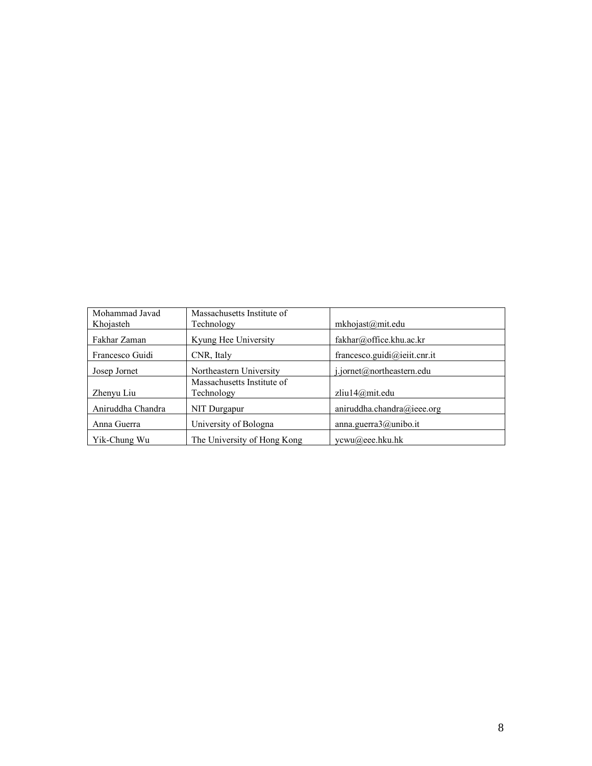| | | |
|---|---|---|
| Mohammad Javad Khojasteh | Massachusetts Institute of Technology | mkhojast@mit.edu |
| Fakhar Zaman | Kyung Hee University | fakhar@office.khu.ac.kr |
| Francesco Guidi | CNR, Italy | francesco.guidi@ieiit.cnr.it |
| Josep Jornet | Northeastern University | j.jornet@northeastern.edu |
| Zhenyu Liu | Massachusetts Institute of Technology | zliu14@mit.edu |
| Aniruddha Chandra | NIT Durgapur | aniruddha.chandra@ieee.org |
| Anna Guerra | University of Bologna | anna.guerra3@unibo.it |
| Yik-Chung Wu | The University of Hong Kong | ycwu@eee.hku.hk |